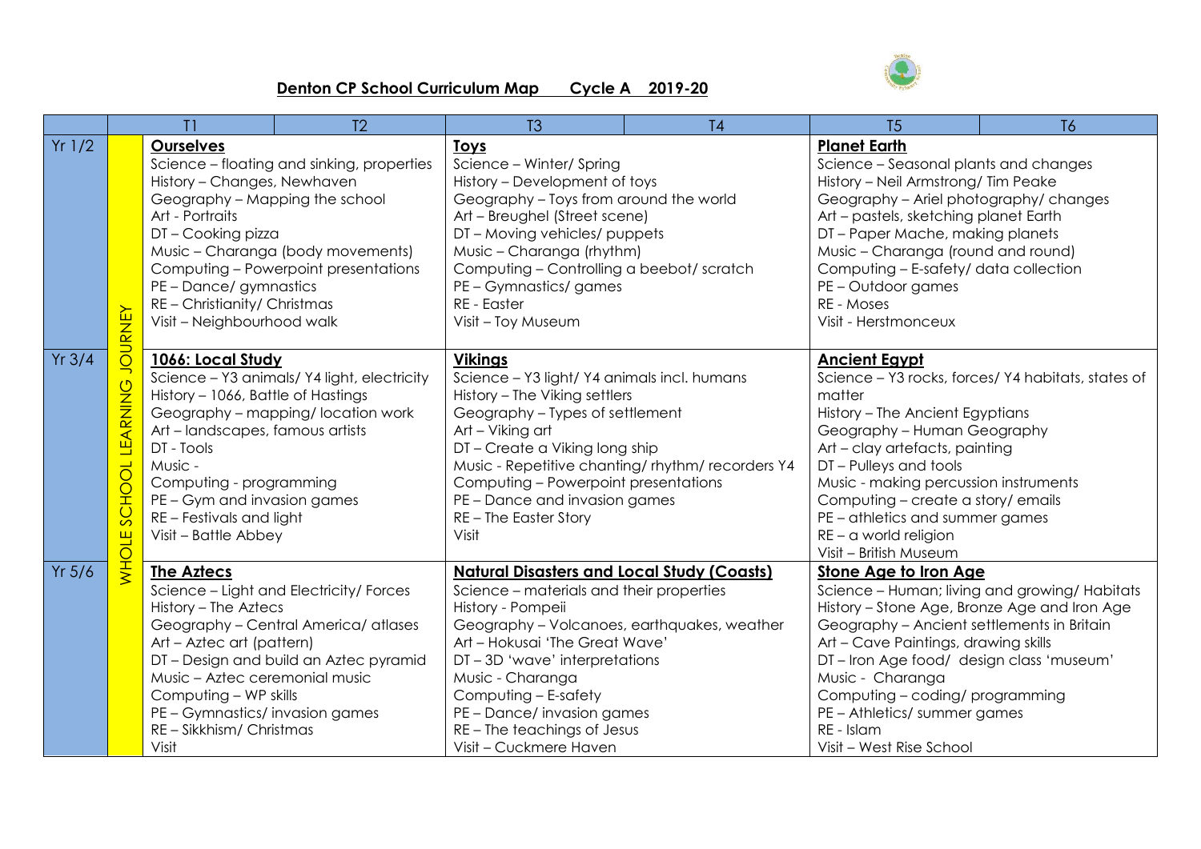# Denton CP School Curriculum Map Cycle A 2019-20

| | | T1 | T2 | T3 | T4 | T5 | T6 |
|---|---|---|---|---|---|---|---|
| Yr 1/2 | WHOLE SCHOOL LEARNING JOURNEY | **Ourselves**<br>Science – floating and sinking, properties<br>History – Changes, Newhaven<br>Geography – Mapping the school<br>Art - Portraits<br>DT – Cooking pizza<br>Music – Charanga (body movements)<br>Computing – Powerpoint presentations<br>PE – Dance/ gymnastics<br>RE – Christianity/ Christmas<br>Visit – Neighbourhood walk | | **Toys**<br>Science – Winter/ Spring<br>History – Development of toys<br>Geography – Toys from around the world<br>Art – Breughel (Street scene)<br>DT – Moving vehicles/ puppets<br>Music – Charanga (rhythm)<br>Computing – Controlling a beebot/ scratch<br>PE – Gymnastics/ games<br>RE - Easter<br>Visit – Toy Museum | | **Planet Earth**<br>Science – Seasonal plants and changes<br>History – Neil Armstrong/ Tim Peake<br>Geography – Ariel photography/ changes<br>Art – pastels, sketching planet Earth<br>DT – Paper Mache, making planets<br>Music – Charanga (round and round)<br>Computing – E-safety/ data collection<br>PE – Outdoor games<br>RE - Moses<br>Visit - Herstmonceux | |
| Yr 3/4 | | **1066: Local Study**<br>Science – Y3 animals/ Y4 light, electricity<br>History – 1066, Battle of Hastings<br>Geography – mapping/ location work<br>Art – landscapes, famous artists<br>DT - Tools<br>Music -<br>Computing - programming<br>PE – Gym and invasion games<br>RE – Festivals and light<br>Visit – Battle Abbey | | **Vikings**<br>Science – Y3 light/ Y4 animals incl. humans<br>History – The Viking settlers<br>Geography – Types of settlement<br>Art – Viking art<br>DT – Create a Viking long ship<br>Music - Repetitive chanting/ rhythm/ recorders Y4<br>Computing – Powerpoint presentations<br>PE – Dance and invasion games<br>RE – The Easter Story<br>Visit | | **Ancient Egypt**<br>Science – Y3 rocks, forces/ Y4 habitats, states of matter<br>History – The Ancient Egyptians<br>Geography – Human Geography<br>Art – clay artefacts, painting<br>DT – Pulleys and tools<br>Music - making percussion instruments<br>Computing – create a story/ emails<br>PE – athletics and summer games<br>RE – a world religion<br>Visit – British Museum | |
| Yr 5/6 | | **The Aztecs**<br>Science – Light and Electricity/ Forces<br>History – The Aztecs<br>Geography – Central America/ atlases<br>Art – Aztec art (pattern)<br>DT – Design and build an Aztec pyramid<br>Music – Aztec ceremonial music<br>Computing – WP skills<br>PE – Gymnastics/ invasion games<br>RE – Sikkhism/ Christmas<br>Visit | | **Natural Disasters and Local Study (Coasts)**<br>Science – materials and their properties<br>History - Pompeii<br>Geography – Volcanoes, earthquakes, weather<br>Art – Hokusai 'The Great Wave'<br>DT – 3D 'wave' interpretations<br>Music - Charanga<br>Computing – E-safety<br>PE – Dance/ invasion games<br>RE – The teachings of Jesus<br>Visit – Cuckmere Haven | | **Stone Age to Iron Age**<br>Science – Human; living and growing/ Habitats<br>History – Stone Age, Bronze Age and Iron Age<br>Geography – Ancient settlements in Britain<br>Art – Cave Paintings, drawing skills<br>DT – Iron Age food/ design class 'museum'<br>Music - Charanga<br>Computing – coding/ programming<br>PE – Athletics/ summer games<br>RE - Islam<br>Visit – West Rise School | |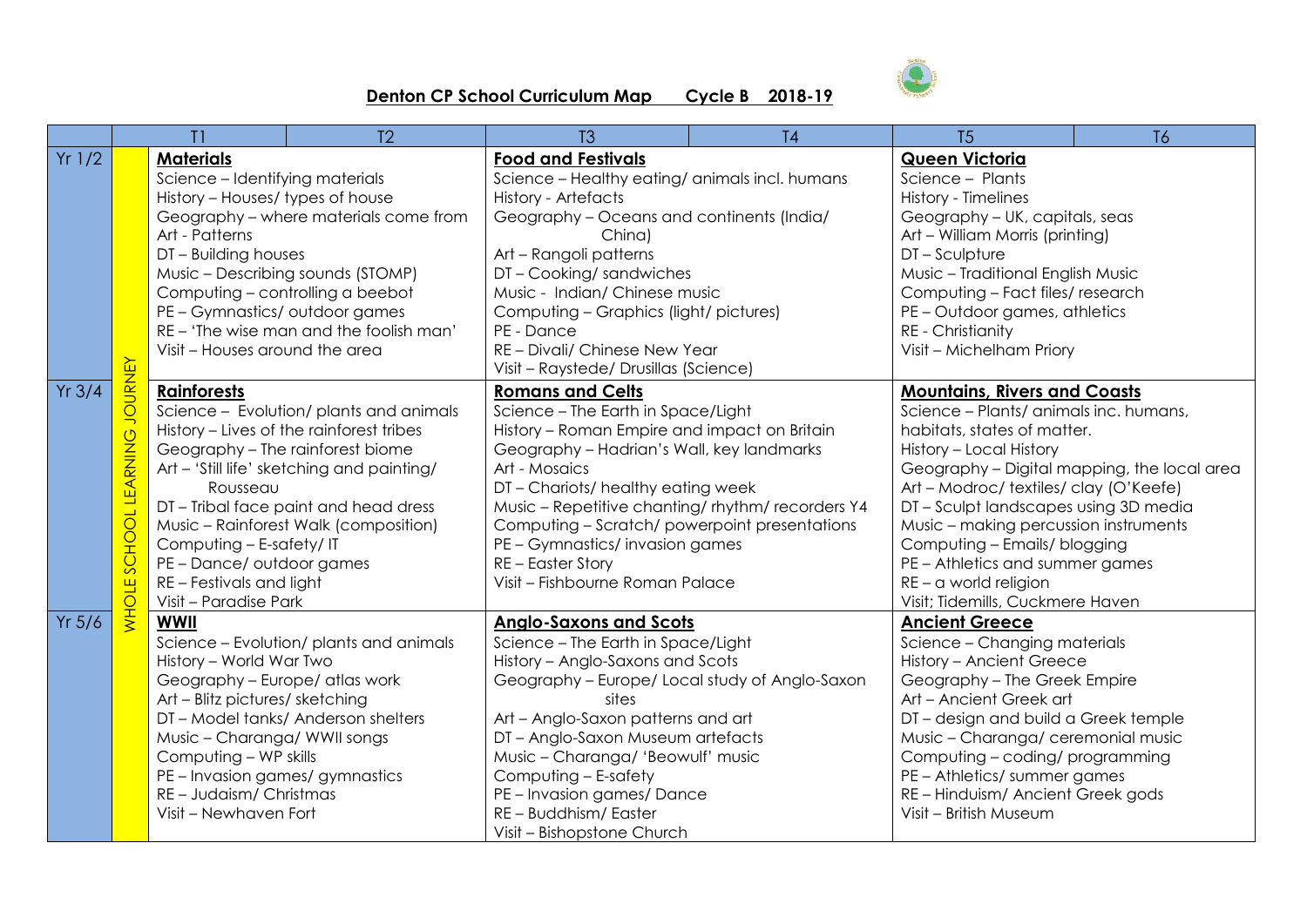## Denton CP School Curriculum Map Cycle B 2018-19

| | | T1 / T2 | T3 / T4 | T5 / T6 |
|---|---|---|---|---|
| Yr 1/2 | WHOLE SCHOOL LEARNING JOURNEY | **Materials**<br>Science – Identifying materials<br>History – Houses/ types of house<br>Geography – where materials come from<br>Art - Patterns<br>DT – Building houses<br>Music – Describing sounds (STOMP)<br>Computing – controlling a beebot<br>PE – Gymnastics/ outdoor games<br>RE – 'The wise man and the foolish man'<br>Visit – Houses around the area | **Food and Festivals**<br>Science – Healthy eating/ animals incl. humans<br>History - Artefacts<br>Geography – Oceans and continents (India/ China)<br>Art – Rangoli patterns<br>DT – Cooking/ sandwiches<br>Music - Indian/ Chinese music<br>Computing – Graphics (light/ pictures)<br>PE - Dance<br>RE – Divali/ Chinese New Year<br>Visit – Raystede/ Drusillas (Science) | **Queen Victoria**<br>Science – Plants<br>History - Timelines<br>Geography – UK, capitals, seas<br>Art – William Morris (printing)<br>DT – Sculpture<br>Music – Traditional English Music<br>Computing – Fact files/ research<br>PE – Outdoor games, athletics<br>RE - Christianity<br>Visit – Michelham Priory |
| Yr 3/4 | WHOLE SCHOOL LEARNING JOURNEY | **Rainforests**<br>Science – Evolution/ plants and animals<br>History – Lives of the rainforest tribes<br>Geography – The rainforest biome<br>Art – 'Still life' sketching and painting/ Rousseau<br>DT – Tribal face paint and head dress<br>Music – Rainforest Walk (composition)<br>Computing – E-safety/ IT<br>PE – Dance/ outdoor games<br>RE – Festivals and light<br>Visit – Paradise Park | **Romans and Celts**<br>Science – The Earth in Space/Light<br>History – Roman Empire and impact on Britain<br>Geography – Hadrian's Wall, key landmarks<br>Art - Mosaics<br>DT – Chariots/ healthy eating week<br>Music – Repetitive chanting/ rhythm/ recorders Y4<br>Computing – Scratch/ powerpoint presentations<br>PE – Gymnastics/ invasion games<br>RE – Easter Story<br>Visit – Fishbourne Roman Palace | **Mountains, Rivers and Coasts**<br>Science – Plants/ animals inc. humans, habitats, states of matter.<br>History – Local History<br>Geography – Digital mapping, the local area<br>Art – Modroc/ textiles/ clay (O'Keefe)<br>DT – Sculpt landscapes using 3D media<br>Music – making percussion instruments<br>Computing – Emails/ blogging<br>PE – Athletics and summer games<br>RE – a world religion<br>Visit; Tidemills, Cuckmere Haven |
| Yr 5/6 | WHOLE SCHOOL LEARNING JOURNEY | **WWII**<br>Science – Evolution/ plants and animals<br>History – World War Two<br>Geography – Europe/ atlas work<br>Art – Blitz pictures/ sketching<br>DT – Model tanks/ Anderson shelters<br>Music – Charanga/ WWII songs<br>Computing – WP skills<br>PE – Invasion games/ gymnastics<br>RE – Judaism/ Christmas<br>Visit – Newhaven Fort | **Anglo-Saxons and Scots**<br>Science – The Earth in Space/Light<br>History – Anglo-Saxons and Scots<br>Geography – Europe/ Local study of Anglo-Saxon sites<br>Art – Anglo-Saxon patterns and art<br>DT – Anglo-Saxon Museum artefacts<br>Music – Charanga/ 'Beowulf' music<br>Computing – E-safety<br>PE – Invasion games/ Dance<br>RE – Buddhism/ Easter<br>Visit – Bishopstone Church | **Ancient Greece**<br>Science – Changing materials<br>History – Ancient Greece<br>Geography – The Greek Empire<br>Art – Ancient Greek art<br>DT – design and build a Greek temple<br>Music – Charanga/ ceremonial music<br>Computing – coding/ programming<br>PE – Athletics/ summer games<br>RE – Hinduism/ Ancient Greek gods<br>Visit – British Museum |